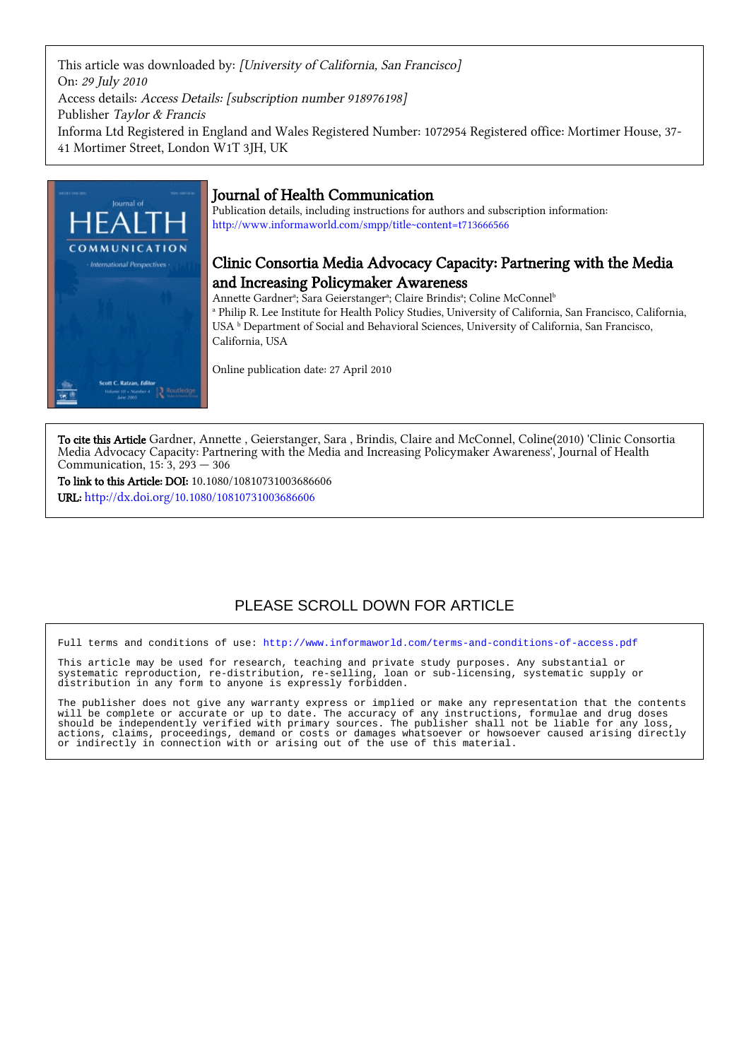This article was downloaded by: *[University of California, San Francisco]*
On: *29 July 2010*
Access details: *Access Details: [subscription number 918976198]*
Publisher *Taylor & Francis*
Informa Ltd Registered in England and Wales Registered Number: 1072954 Registered office: Mortimer House, 37-41 Mortimer Street, London W1T 3JH, UK

# Journal of Health Communication

Publication details, including instructions for authors and subscription information:
http://www.informaworld.com/smpp/title~content=t713666566

## Clinic Consortia Media Advocacy Capacity: Partnering with the Media and Increasing Policymaker Awareness

Annette Gardner[a]; Sara Geierstanger[a]; Claire Brindis[a]; Coline McConnel[b]

[a] Philip R. Lee Institute for Health Policy Studies, University of California, San Francisco, California, USA [b] Department of Social and Behavioral Sciences, University of California, San Francisco, California, USA

Online publication date: 27 April 2010

**To cite this Article** Gardner, Annette , Geierstanger, Sara , Brindis, Claire and McConnel, Coline(2010) 'Clinic Consortia Media Advocacy Capacity: Partnering with the Media and Increasing Policymaker Awareness', Journal of Health Communication, 15: 3, 293 — 306

**To link to this Article: DOI:** 10.1080/10810731003686606

**URL:** http://dx.doi.org/10.1080/10810731003686606

PLEASE SCROLL DOWN FOR ARTICLE

Full terms and conditions of use: http://www.informaworld.com/terms-and-conditions-of-access.pdf

This article may be used for research, teaching and private study purposes. Any substantial or systematic reproduction, re-distribution, re-selling, loan or sub-licensing, systematic supply or distribution in any form to anyone is expressly forbidden.

The publisher does not give any warranty express or implied or make any representation that the contents will be complete or accurate or up to date. The accuracy of any instructions, formulae and drug doses should be independently verified with primary sources. The publisher shall not be liable for any loss, actions, claims, proceedings, demand or costs or damages whatsoever or howsoever caused arising directly or indirectly in connection with or arising out of the use of this material.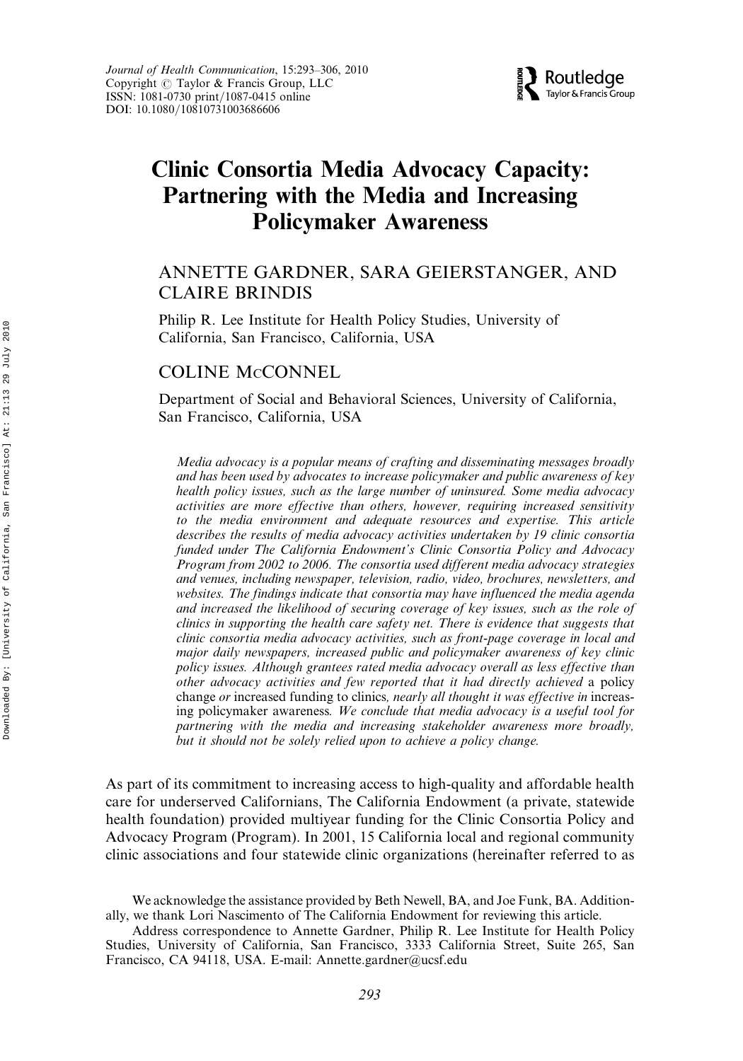# Clinic Consortia Media Advocacy Capacity: Partnering with the Media and Increasing Policymaker Awareness

ANNETTE GARDNER, SARA GEIERSTANGER, AND CLAIRE BRINDIS

Philip R. Lee Institute for Health Policy Studies, University of California, San Francisco, California, USA

COLINE McCONNEL

Department of Social and Behavioral Sciences, University of California, San Francisco, California, USA

*Media advocacy is a popular means of crafting and disseminating messages broadly and has been used by advocates to increase policymaker and public awareness of key health policy issues, such as the large number of uninsured. Some media advocacy activities are more effective than others, however, requiring increased sensitivity to the media environment and adequate resources and expertise. This article describes the results of media advocacy activities undertaken by 19 clinic consortia funded under The California Endowment's Clinic Consortia Policy and Advocacy Program from 2002 to 2006. The consortia used different media advocacy strategies and venues, including newspaper, television, radio, video, brochures, newsletters, and websites. The findings indicate that consortia may have influenced the media agenda and increased the likelihood of securing coverage of key issues, such as the role of clinics in supporting the health care safety net. There is evidence that suggests that clinic consortia media advocacy activities, such as front-page coverage in local and major daily newspapers, increased public and policymaker awareness of key clinic policy issues. Although grantees rated media advocacy overall as less effective than other advocacy activities and few reported that it had directly achieved* a policy change *or* increased funding to clinics*, nearly all thought it was effective in* increasing policymaker awareness*. We conclude that media advocacy is a useful tool for partnering with the media and increasing stakeholder awareness more broadly, but it should not be solely relied upon to achieve a policy change.*

As part of its commitment to increasing access to high-quality and affordable health care for underserved Californians, The California Endowment (a private, statewide health foundation) provided multiyear funding for the Clinic Consortia Policy and Advocacy Program (Program). In 2001, 15 California local and regional community clinic associations and four statewide clinic organizations (hereinafter referred to as

We acknowledge the assistance provided by Beth Newell, BA, and Joe Funk, BA. Additionally, we thank Lori Nascimento of The California Endowment for reviewing this article.

Address correspondence to Annette Gardner, Philip R. Lee Institute for Health Policy Studies, University of California, San Francisco, 3333 California Street, Suite 265, San Francisco, CA 94118, USA. E-mail: Annette.gardner@ucsf.edu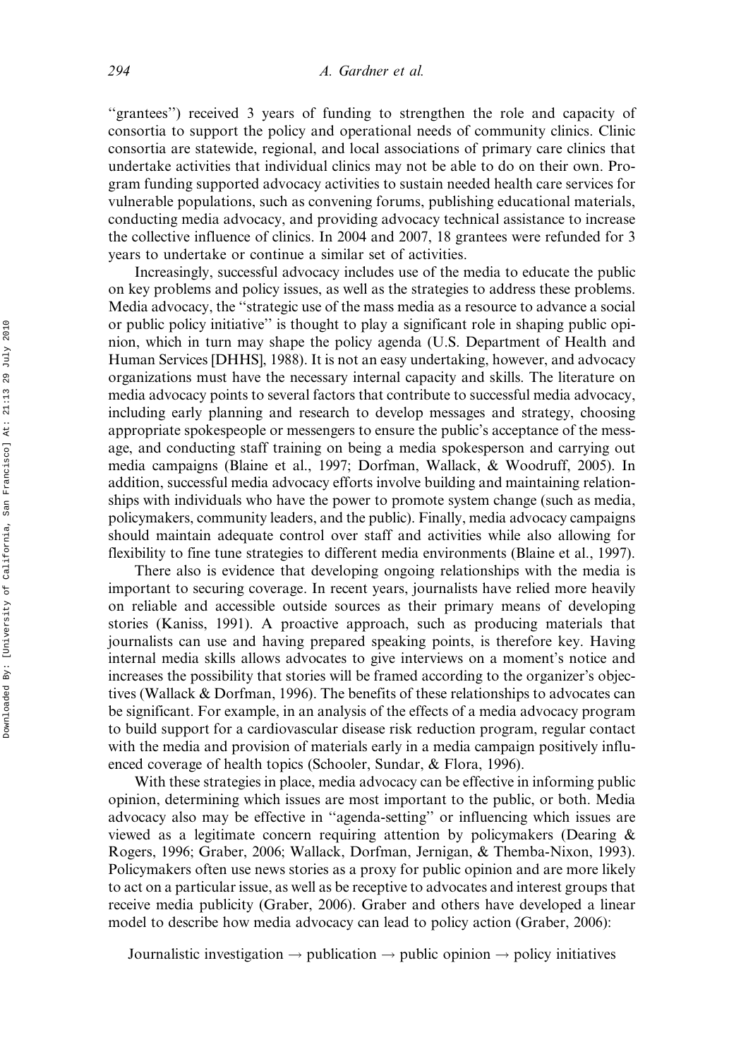"grantees") received 3 years of funding to strengthen the role and capacity of consortia to support the policy and operational needs of community clinics. Clinic consortia are statewide, regional, and local associations of primary care clinics that undertake activities that individual clinics may not be able to do on their own. Program funding supported advocacy activities to sustain needed health care services for vulnerable populations, such as convening forums, publishing educational materials, conducting media advocacy, and providing advocacy technical assistance to increase the collective influence of clinics. In 2004 and 2007, 18 grantees were refunded for 3 years to undertake or continue a similar set of activities.

Increasingly, successful advocacy includes use of the media to educate the public on key problems and policy issues, as well as the strategies to address these problems. Media advocacy, the "strategic use of the mass media as a resource to advance a social or public policy initiative" is thought to play a significant role in shaping public opinion, which in turn may shape the policy agenda (U.S. Department of Health and Human Services [DHHS], 1988). It is not an easy undertaking, however, and advocacy organizations must have the necessary internal capacity and skills. The literature on media advocacy points to several factors that contribute to successful media advocacy, including early planning and research to develop messages and strategy, choosing appropriate spokespeople or messengers to ensure the public's acceptance of the message, and conducting staff training on being a media spokesperson and carrying out media campaigns (Blaine et al., 1997; Dorfman, Wallack, & Woodruff, 2005). In addition, successful media advocacy efforts involve building and maintaining relationships with individuals who have the power to promote system change (such as media, policymakers, community leaders, and the public). Finally, media advocacy campaigns should maintain adequate control over staff and activities while also allowing for flexibility to fine tune strategies to different media environments (Blaine et al., 1997).

There also is evidence that developing ongoing relationships with the media is important to securing coverage. In recent years, journalists have relied more heavily on reliable and accessible outside sources as their primary means of developing stories (Kaniss, 1991). A proactive approach, such as producing materials that journalists can use and having prepared speaking points, is therefore key. Having internal media skills allows advocates to give interviews on a moment's notice and increases the possibility that stories will be framed according to the organizer's objectives (Wallack & Dorfman, 1996). The benefits of these relationships to advocates can be significant. For example, in an analysis of the effects of a media advocacy program to build support for a cardiovascular disease risk reduction program, regular contact with the media and provision of materials early in a media campaign positively influenced coverage of health topics (Schooler, Sundar, & Flora, 1996).

With these strategies in place, media advocacy can be effective in informing public opinion, determining which issues are most important to the public, or both. Media advocacy also may be effective in "agenda-setting" or influencing which issues are viewed as a legitimate concern requiring attention by policymakers (Dearing & Rogers, 1996; Graber, 2006; Wallack, Dorfman, Jernigan, & Themba-Nixon, 1993). Policymakers often use news stories as a proxy for public opinion and are more likely to act on a particular issue, as well as be receptive to advocates and interest groups that receive media publicity (Graber, 2006). Graber and others have developed a linear model to describe how media advocacy can lead to policy action (Graber, 2006):

Journalistic investigation → publication → public opinion → policy initiatives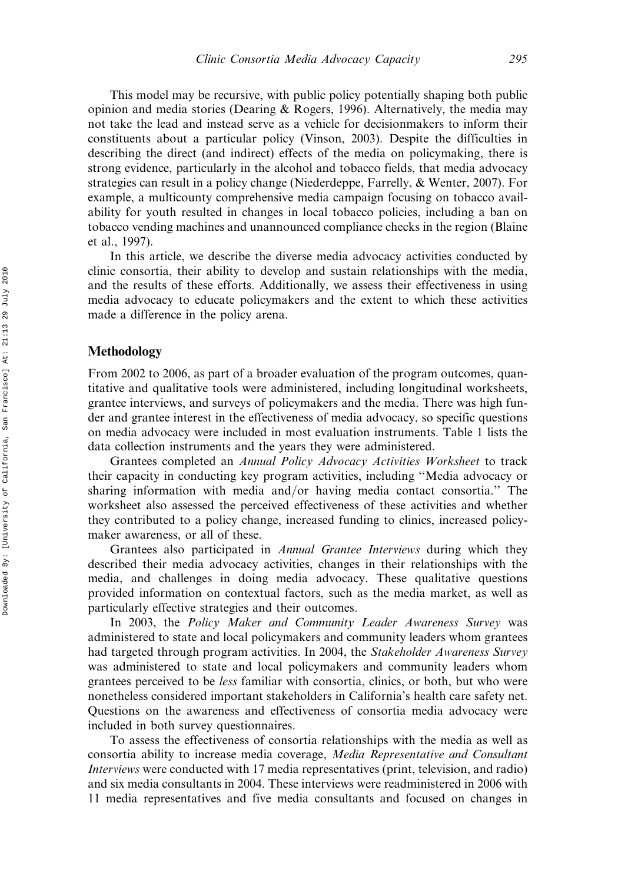This model may be recursive, with public policy potentially shaping both public opinion and media stories (Dearing & Rogers, 1996). Alternatively, the media may not take the lead and instead serve as a vehicle for decisionmakers to inform their constituents about a particular policy (Vinson, 2003). Despite the difficulties in describing the direct (and indirect) effects of the media on policymaking, there is strong evidence, particularly in the alcohol and tobacco fields, that media advocacy strategies can result in a policy change (Niederdeppe, Farrelly, & Wenter, 2007). For example, a multicounty comprehensive media campaign focusing on tobacco availability for youth resulted in changes in local tobacco policies, including a ban on tobacco vending machines and unannounced compliance checks in the region (Blaine et al., 1997).

In this article, we describe the diverse media advocacy activities conducted by clinic consortia, their ability to develop and sustain relationships with the media, and the results of these efforts. Additionally, we assess their effectiveness in using media advocacy to educate policymakers and the extent to which these activities made a difference in the policy arena.

## Methodology

From 2002 to 2006, as part of a broader evaluation of the program outcomes, quantitative and qualitative tools were administered, including longitudinal worksheets, grantee interviews, and surveys of policymakers and the media. There was high funder and grantee interest in the effectiveness of media advocacy, so specific questions on media advocacy were included in most evaluation instruments. Table 1 lists the data collection instruments and the years they were administered.

Grantees completed an *Annual Policy Advocacy Activities Worksheet* to track their capacity in conducting key program activities, including ''Media advocacy or sharing information with media and/or having media contact consortia.'' The worksheet also assessed the perceived effectiveness of these activities and whether they contributed to a policy change, increased funding to clinics, increased policymaker awareness, or all of these.

Grantees also participated in *Annual Grantee Interviews* during which they described their media advocacy activities, changes in their relationships with the media, and challenges in doing media advocacy. These qualitative questions provided information on contextual factors, such as the media market, as well as particularly effective strategies and their outcomes.

In 2003, the *Policy Maker and Community Leader Awareness Survey* was administered to state and local policymakers and community leaders whom grantees had targeted through program activities. In 2004, the *Stakeholder Awareness Survey* was administered to state and local policymakers and community leaders whom grantees perceived to be *less* familiar with consortia, clinics, or both, but who were nonetheless considered important stakeholders in California's health care safety net. Questions on the awareness and effectiveness of consortia media advocacy were included in both survey questionnaires.

To assess the effectiveness of consortia relationships with the media as well as consortia ability to increase media coverage, *Media Representative and Consultant Interviews* were conducted with 17 media representatives (print, television, and radio) and six media consultants in 2004. These interviews were readministered in 2006 with 11 media representatives and five media consultants and focused on changes in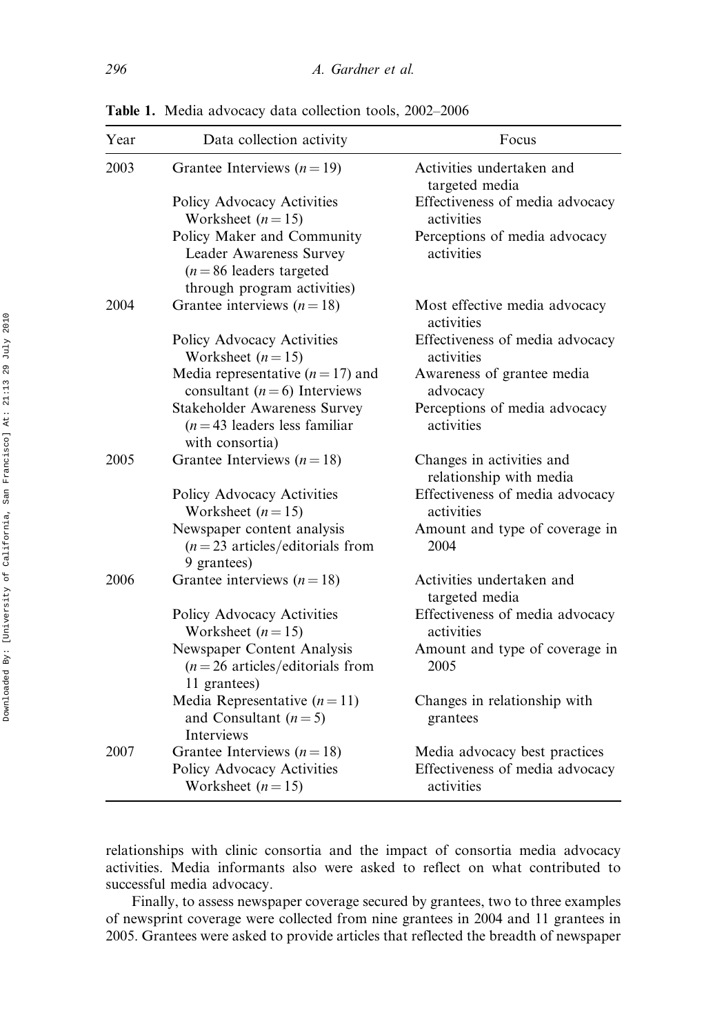**Table 1.** Media advocacy data collection tools, 2002–2006

| Year | Data collection activity | Focus |
|---|---|---|
| 2003 | Grantee Interviews ($n = 19$) | Activities undertaken and targeted media |
| | Policy Advocacy Activities Worksheet ($n = 15$) | Effectiveness of media advocacy activities |
| | Policy Maker and Community Leader Awareness Survey ($n = 86$ leaders targeted through program activities) | Perceptions of media advocacy activities |
| 2004 | Grantee interviews ($n = 18$) | Most effective media advocacy activities |
| | Policy Advocacy Activities Worksheet ($n = 15$) | Effectiveness of media advocacy activities |
| | Media representative ($n = 17$) and consultant ($n = 6$) Interviews | Awareness of grantee media advocacy |
| | Stakeholder Awareness Survey ($n = 43$ leaders less familiar with consortia) | Perceptions of media advocacy activities |
| 2005 | Grantee Interviews ($n = 18$) | Changes in activities and relationship with media |
| | Policy Advocacy Activities Worksheet ($n = 15$) | Effectiveness of media advocacy activities |
| | Newspaper content analysis ($n = 23$ articles/editorials from 9 grantees) | Amount and type of coverage in 2004 |
| 2006 | Grantee interviews ($n = 18$) | Activities undertaken and targeted media |
| | Policy Advocacy Activities Worksheet ($n = 15$) | Effectiveness of media advocacy activities |
| | Newspaper Content Analysis ($n = 26$ articles/editorials from 11 grantees) | Amount and type of coverage in 2005 |
| | Media Representative ($n = 11$) and Consultant ($n = 5$) Interviews | Changes in relationship with grantees |
| 2007 | Grantee Interviews ($n = 18$) | Media advocacy best practices |
| | Policy Advocacy Activities Worksheet ($n = 15$) | Effectiveness of media advocacy activities |

relationships with clinic consortia and the impact of consortia media advocacy activities. Media informants also were asked to reflect on what contributed to successful media advocacy.

Finally, to assess newspaper coverage secured by grantees, two to three examples of newsprint coverage were collected from nine grantees in 2004 and 11 grantees in 2005. Grantees were asked to provide articles that reflected the breadth of newspaper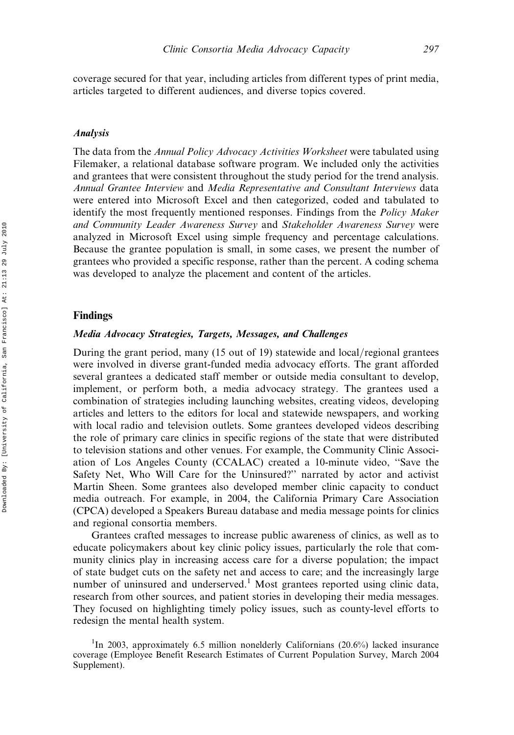coverage secured for that year, including articles from different types of print media, articles targeted to different audiences, and diverse topics covered.

### *Analysis*

The data from the *Annual Policy Advocacy Activities Worksheet* were tabulated using Filemaker, a relational database software program. We included only the activities and grantees that were consistent throughout the study period for the trend analysis. *Annual Grantee Interview* and *Media Representative and Consultant Interviews* data were entered into Microsoft Excel and then categorized, coded and tabulated to identify the most frequently mentioned responses. Findings from the *Policy Maker and Community Leader Awareness Survey* and *Stakeholder Awareness Survey* were analyzed in Microsoft Excel using simple frequency and percentage calculations. Because the grantee population is small, in some cases, we present the number of grantees who provided a specific response, rather than the percent. A coding schema was developed to analyze the placement and content of the articles.

## Findings

### *Media Advocacy Strategies, Targets, Messages, and Challenges*

During the grant period, many (15 out of 19) statewide and local/regional grantees were involved in diverse grant-funded media advocacy efforts. The grant afforded several grantees a dedicated staff member or outside media consultant to develop, implement, or perform both, a media advocacy strategy. The grantees used a combination of strategies including launching websites, creating videos, developing articles and letters to the editors for local and statewide newspapers, and working with local radio and television outlets. Some grantees developed videos describing the role of primary care clinics in specific regions of the state that were distributed to television stations and other venues. For example, the Community Clinic Association of Los Angeles County (CCALAC) created a 10-minute video, ''Save the Safety Net, Who Will Care for the Uninsured?'' narrated by actor and activist Martin Sheen. Some grantees also developed member clinic capacity to conduct media outreach. For example, in 2004, the California Primary Care Association (CPCA) developed a Speakers Bureau database and media message points for clinics and regional consortia members.

Grantees crafted messages to increase public awareness of clinics, as well as to educate policymakers about key clinic policy issues, particularly the role that community clinics play in increasing access care for a diverse population; the impact of state budget cuts on the safety net and access to care; and the increasingly large number of uninsured and underserved.[1] Most grantees reported using clinic data, research from other sources, and patient stories in developing their media messages. They focused on highlighting timely policy issues, such as county-level efforts to redesign the mental health system.

[1]In 2003, approximately 6.5 million nonelderly Californians (20.6%) lacked insurance coverage (Employee Benefit Research Estimates of Current Population Survey, March 2004 Supplement).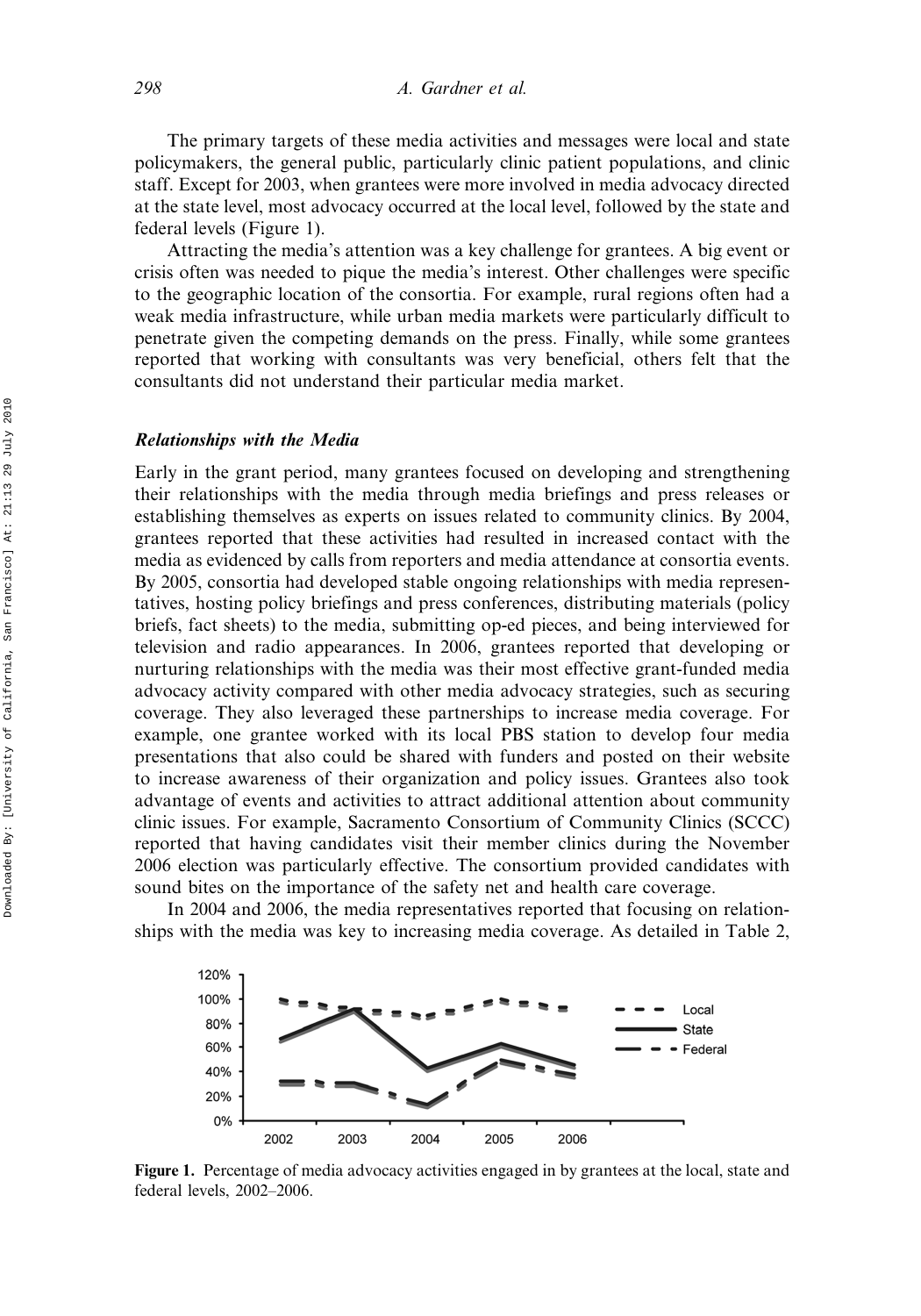The primary targets of these media activities and messages were local and state policymakers, the general public, particularly clinic patient populations, and clinic staff. Except for 2003, when grantees were more involved in media advocacy directed at the state level, most advocacy occurred at the local level, followed by the state and federal levels (Figure 1).

Attracting the media's attention was a key challenge for grantees. A big event or crisis often was needed to pique the media's interest. Other challenges were specific to the geographic location of the consortia. For example, rural regions often had a weak media infrastructure, while urban media markets were particularly difficult to penetrate given the competing demands on the press. Finally, while some grantees reported that working with consultants was very beneficial, others felt that the consultants did not understand their particular media market.

### *Relationships with the Media*

Early in the grant period, many grantees focused on developing and strengthening their relationships with the media through media briefings and press releases or establishing themselves as experts on issues related to community clinics. By 2004, grantees reported that these activities had resulted in increased contact with the media as evidenced by calls from reporters and media attendance at consortia events. By 2005, consortia had developed stable ongoing relationships with media representatives, hosting policy briefings and press conferences, distributing materials (policy briefs, fact sheets) to the media, submitting op-ed pieces, and being interviewed for television and radio appearances. In 2006, grantees reported that developing or nurturing relationships with the media was their most effective grant-funded media advocacy activity compared with other media advocacy strategies, such as securing coverage. They also leveraged these partnerships to increase media coverage. For example, one grantee worked with its local PBS station to develop four media presentations that also could be shared with funders and posted on their website to increase awareness of their organization and policy issues. Grantees also took advantage of events and activities to attract additional attention about community clinic issues. For example, Sacramento Consortium of Community Clinics (SCCC) reported that having candidates visit their member clinics during the November 2006 election was particularly effective. The consortium provided candidates with sound bites on the importance of the safety net and health care coverage.

In 2004 and 2006, the media representatives reported that focusing on relationships with the media was key to increasing media coverage. As detailed in Table 2,

120%
100%
80%
60%
40%
20%
0%
2002
2003
2004
2005
2006
Local
State
Federal

**Figure 1.** Percentage of media advocacy activities engaged in by grantees at the local, state and federal levels, 2002–2006.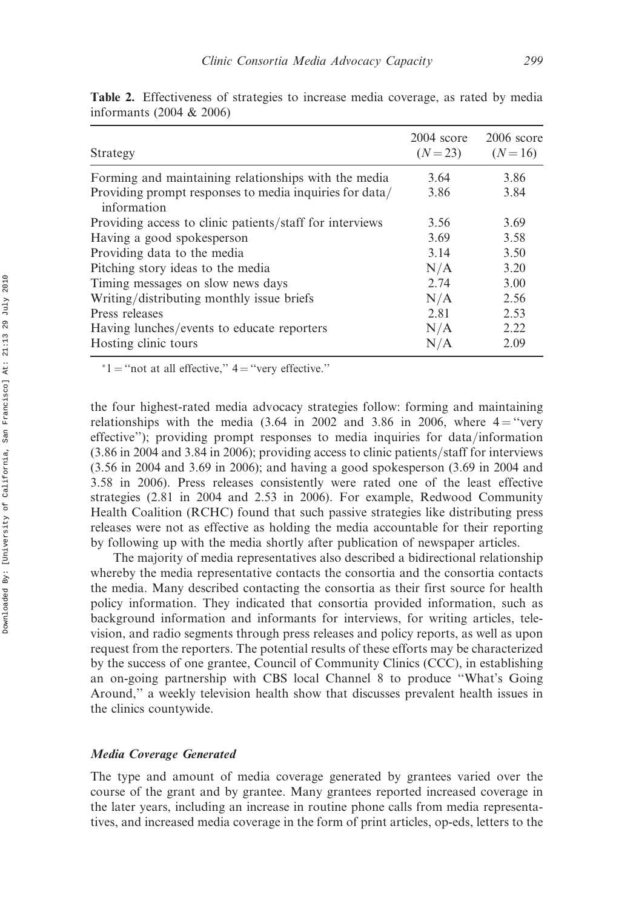**Table 2.** Effectiveness of strategies to increase media coverage, as rated by media informants (2004 & 2006)

| Strategy | 2004 score ($N = 23$) | 2006 score ($N = 16$) |
|---|---|---|
| Forming and maintaining relationships with the media | 3.64 | 3.86 |
| Providing prompt responses to media inquiries for data/information | 3.86 | 3.84 |
| Providing access to clinic patients/staff for interviews | 3.56 | 3.69 |
| Having a good spokesperson | 3.69 | 3.58 |
| Providing data to the media | 3.14 | 3.50 |
| Pitching story ideas to the media | N/A | 3.20 |
| Timing messages on slow news days | 2.74 | 3.00 |
| Writing/distributing monthly issue briefs | N/A | 2.56 |
| Press releases | 2.81 | 2.53 |
| Having lunches/events to educate reporters | N/A | 2.22 |
| Hosting clinic tours | N/A | 2.09 |

*1 = "not at all effective," 4 = "very effective."

the four highest-rated media advocacy strategies follow: forming and maintaining relationships with the media (3.64 in 2002 and 3.86 in 2006, where 4 = "very effective"); providing prompt responses to media inquiries for data/information (3.86 in 2004 and 3.84 in 2006); providing access to clinic patients/staff for interviews (3.56 in 2004 and 3.69 in 2006); and having a good spokesperson (3.69 in 2004 and 3.58 in 2006). Press releases consistently were rated one of the least effective strategies (2.81 in 2004 and 2.53 in 2006). For example, Redwood Community Health Coalition (RCHC) found that such passive strategies like distributing press releases were not as effective as holding the media accountable for their reporting by following up with the media shortly after publication of newspaper articles.

The majority of media representatives also described a bidirectional relationship whereby the media representative contacts the consortia and the consortia contacts the media. Many described contacting the consortia as their first source for health policy information. They indicated that consortia provided information, such as background information and informants for interviews, for writing articles, television, and radio segments through press releases and policy reports, as well as upon request from the reporters. The potential results of these efforts may be characterized by the success of one grantee, Council of Community Clinics (CCC), in establishing an on-going partnership with CBS local Channel 8 to produce "What's Going Around," a weekly television health show that discusses prevalent health issues in the clinics countywide.

### *Media Coverage Generated*

The type and amount of media coverage generated by grantees varied over the course of the grant and by grantee. Many grantees reported increased coverage in the later years, including an increase in routine phone calls from media representatives, and increased media coverage in the form of print articles, op-eds, letters to the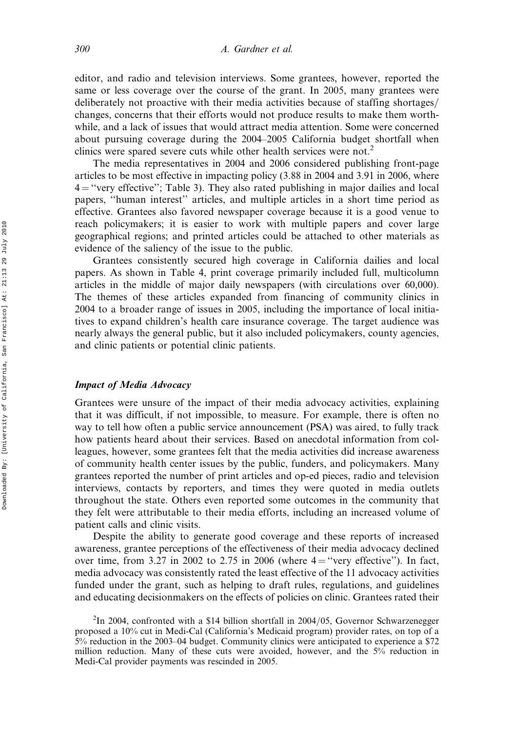editor, and radio and television interviews. Some grantees, however, reported the same or less coverage over the course of the grant. In 2005, many grantees were deliberately not proactive with their media activities because of staffing shortages/changes, concerns that their efforts would not produce results to make them worthwhile, and a lack of issues that would attract media attention. Some were concerned about pursuing coverage during the 2004–2005 California budget shortfall when clinics were spared severe cuts while other health services were not.[2]

The media representatives in 2004 and 2006 considered publishing front-page articles to be most effective in impacting policy (3.88 in 2004 and 3.91 in 2006, where 4 = "very effective"; Table 3). They also rated publishing in major dailies and local papers, "human interest" articles, and multiple articles in a short time period as effective. Grantees also favored newspaper coverage because it is a good venue to reach policymakers; it is easier to work with multiple papers and cover large geographical regions; and printed articles could be attached to other materials as evidence of the saliency of the issue to the public.

Grantees consistently secured high coverage in California dailies and local papers. As shown in Table 4, print coverage primarily included full, multicolumn articles in the middle of major daily newspapers (with circulations over 60,000). The themes of these articles expanded from financing of community clinics in 2004 to a broader range of issues in 2005, including the importance of local initiatives to expand children's health care insurance coverage. The target audience was nearly always the general public, but it also included policymakers, county agencies, and clinic patients or potential clinic patients.

### *Impact of Media Advocacy*

Grantees were unsure of the impact of their media advocacy activities, explaining that it was difficult, if not impossible, to measure. For example, there is often no way to tell how often a public service announcement (PSA) was aired, to fully track how patients heard about their services. Based on anecdotal information from colleagues, however, some grantees felt that the media activities did increase awareness of community health center issues by the public, funders, and policymakers. Many grantees reported the number of print articles and op-ed pieces, radio and television interviews, contacts by reporters, and times they were quoted in media outlets throughout the state. Others even reported some outcomes in the community that they felt were attributable to their media efforts, including an increased volume of patient calls and clinic visits.

Despite the ability to generate good coverage and these reports of increased awareness, grantee perceptions of the effectiveness of their media advocacy declined over time, from 3.27 in 2002 to 2.75 in 2006 (where 4 = "very effective"). In fact, media advocacy was consistently rated the least effective of the 11 advocacy activities funded under the grant, such as helping to draft rules, regulations, and guidelines and educating decisionmakers on the effects of policies on clinic. Grantees rated their

[2]In 2004, confronted with a $14 billion shortfall in 2004/05, Governor Schwarzenegger proposed a 10% cut in Medi-Cal (California's Medicaid program) provider rates, on top of a 5% reduction in the 2003–04 budget. Community clinics were anticipated to experience a $72 million reduction. Many of these cuts were avoided, however, and the 5% reduction in Medi-Cal provider payments was rescinded in 2005.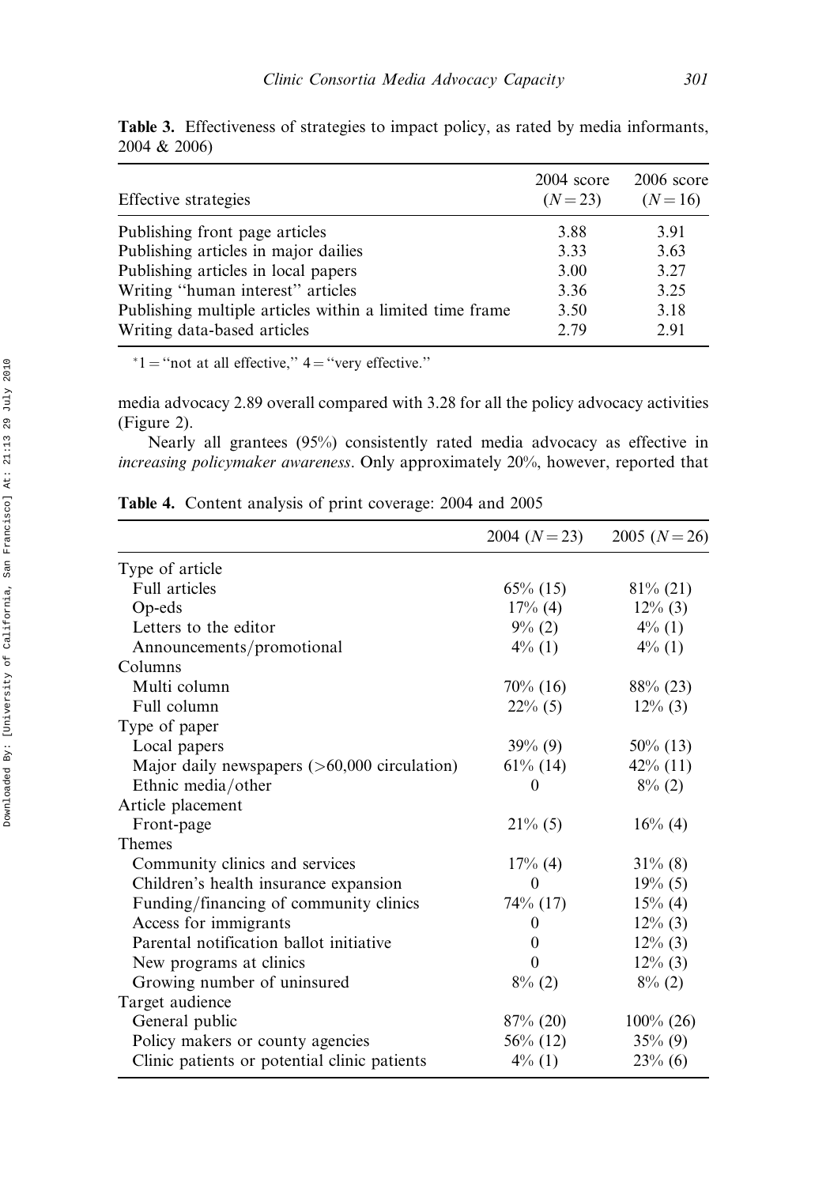**Table 3.** Effectiveness of strategies to impact policy, as rated by media informants, 2004 & 2006)

| Effective strategies | 2004 score ($N = 23$) | 2006 score ($N = 16$) |
|---|---|---|
| Publishing front page articles | 3.88 | 3.91 |
| Publishing articles in major dailies | 3.33 | 3.63 |
| Publishing articles in local papers | 3.00 | 3.27 |
| Writing "human interest" articles | 3.36 | 3.25 |
| Publishing multiple articles within a limited time frame | 3.50 | 3.18 |
| Writing data-based articles | 2.79 | 2.91 |

*1 = "not at all effective," 4 = "very effective."

media advocacy 2.89 overall compared with 3.28 for all the policy advocacy activities (Figure 2).

Nearly all grantees (95%) consistently rated media advocacy as effective in *increasing policymaker awareness*. Only approximately 20%, however, reported that

**Table 4.** Content analysis of print coverage: 2004 and 2005

| | 2004 ($N = 23$) | 2005 ($N = 26$) |
|---|---|---|
| Type of article | | |
| Full articles | 65% (15) | 81% (21) |
| Op-eds | 17% (4) | 12% (3) |
| Letters to the editor | 9% (2) | 4% (1) |
| Announcements/promotional | 4% (1) | 4% (1) |
| Columns | | |
| Multi column | 70% (16) | 88% (23) |
| Full column | 22% (5) | 12% (3) |
| Type of paper | | |
| Local papers | 39% (9) | 50% (13) |
| Major daily newspapers (>60,000 circulation) | 61% (14) | 42% (11) |
| Ethnic media/other | 0 | 8% (2) |
| Article placement | | |
| Front-page | 21% (5) | 16% (4) |
| Themes | | |
| Community clinics and services | 17% (4) | 31% (8) |
| Children's health insurance expansion | 0 | 19% (5) |
| Funding/financing of community clinics | 74% (17) | 15% (4) |
| Access for immigrants | 0 | 12% (3) |
| Parental notification ballot initiative | 0 | 12% (3) |
| New programs at clinics | 0 | 12% (3) |
| Growing number of uninsured | 8% (2) | 8% (2) |
| Target audience | | |
| General public | 87% (20) | 100% (26) |
| Policy makers or county agencies | 56% (12) | 35% (9) |
| Clinic patients or potential clinic patients | 4% (1) | 23% (6) |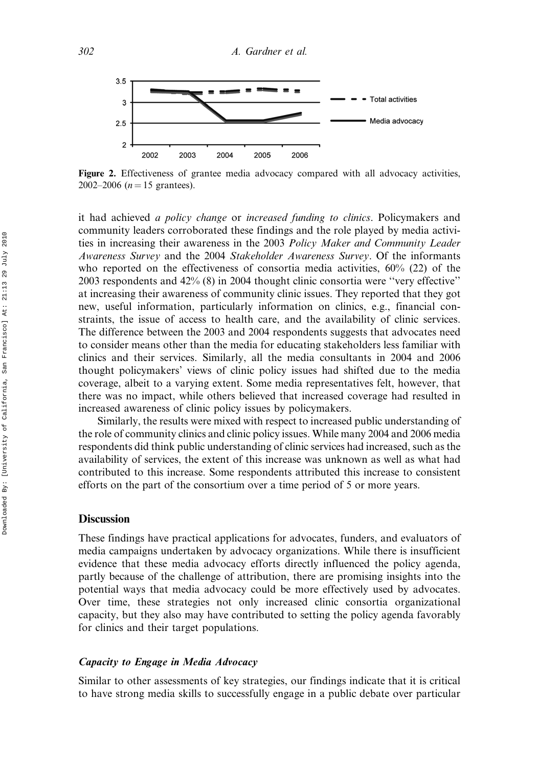**Figure 2.** Effectiveness of grantee media advocacy compared with all advocacy activities, 2002–2006 ($n = 15$ grantees).

it had achieved *a policy change* or *increased funding to clinics*. Policymakers and community leaders corroborated these findings and the role played by media activities in increasing their awareness in the 2003 *Policy Maker and Community Leader Awareness Survey* and the 2004 *Stakeholder Awareness Survey*. Of the informants who reported on the effectiveness of consortia media activities, 60% (22) of the 2003 respondents and 42% (8) in 2004 thought clinic consortia were ''very effective'' at increasing their awareness of community clinic issues. They reported that they got new, useful information, particularly information on clinics, e.g., financial constraints, the issue of access to health care, and the availability of clinic services. The difference between the 2003 and 2004 respondents suggests that advocates need to consider means other than the media for educating stakeholders less familiar with clinics and their services. Similarly, all the media consultants in 2004 and 2006 thought policymakers' views of clinic policy issues had shifted due to the media coverage, albeit to a varying extent. Some media representatives felt, however, that there was no impact, while others believed that increased coverage had resulted in increased awareness of clinic policy issues by policymakers.

Similarly, the results were mixed with respect to increased public understanding of the role of community clinics and clinic policy issues. While many 2004 and 2006 media respondents did think public understanding of clinic services had increased, such as the availability of services, the extent of this increase was unknown as well as what had contributed to this increase. Some respondents attributed this increase to consistent efforts on the part of the consortium over a time period of 5 or more years.

## Discussion

These findings have practical applications for advocates, funders, and evaluators of media campaigns undertaken by advocacy organizations. While there is insufficient evidence that these media advocacy efforts directly influenced the policy agenda, partly because of the challenge of attribution, there are promising insights into the potential ways that media advocacy could be more effectively used by advocates. Over time, these strategies not only increased clinic consortia organizational capacity, but they also may have contributed to setting the policy agenda favorably for clinics and their target populations.

### *Capacity to Engage in Media Advocacy*

Similar to other assessments of key strategies, our findings indicate that it is critical to have strong media skills to successfully engage in a public debate over particular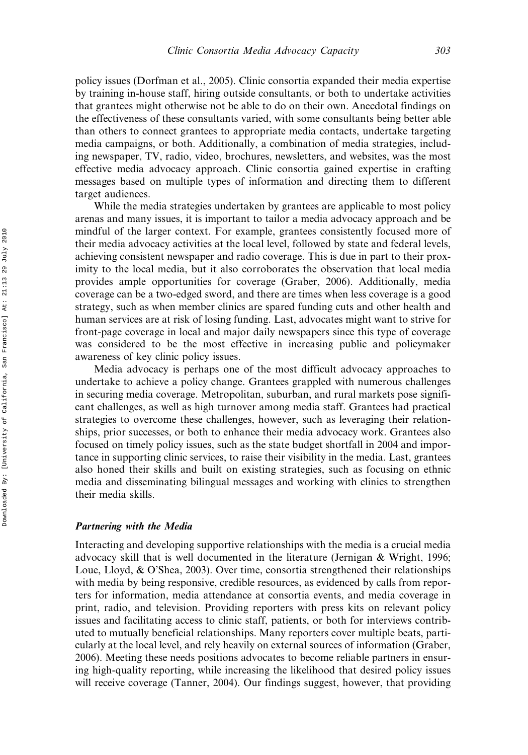policy issues (Dorfman et al., 2005). Clinic consortia expanded their media expertise by training in-house staff, hiring outside consultants, or both to undertake activities that grantees might otherwise not be able to do on their own. Anecdotal findings on the effectiveness of these consultants varied, with some consultants being better able than others to connect grantees to appropriate media contacts, undertake targeting media campaigns, or both. Additionally, a combination of media strategies, including newspaper, TV, radio, video, brochures, newsletters, and websites, was the most effective media advocacy approach. Clinic consortia gained expertise in crafting messages based on multiple types of information and directing them to different target audiences.

While the media strategies undertaken by grantees are applicable to most policy arenas and many issues, it is important to tailor a media advocacy approach and be mindful of the larger context. For example, grantees consistently focused more of their media advocacy activities at the local level, followed by state and federal levels, achieving consistent newspaper and radio coverage. This is due in part to their proximity to the local media, but it also corroborates the observation that local media provides ample opportunities for coverage (Graber, 2006). Additionally, media coverage can be a two-edged sword, and there are times when less coverage is a good strategy, such as when member clinics are spared funding cuts and other health and human services are at risk of losing funding. Last, advocates might want to strive for front-page coverage in local and major daily newspapers since this type of coverage was considered to be the most effective in increasing public and policymaker awareness of key clinic policy issues.

Media advocacy is perhaps one of the most difficult advocacy approaches to undertake to achieve a policy change. Grantees grappled with numerous challenges in securing media coverage. Metropolitan, suburban, and rural markets pose significant challenges, as well as high turnover among media staff. Grantees had practical strategies to overcome these challenges, however, such as leveraging their relationships, prior successes, or both to enhance their media advocacy work. Grantees also focused on timely policy issues, such as the state budget shortfall in 2004 and importance in supporting clinic services, to raise their visibility in the media. Last, grantees also honed their skills and built on existing strategies, such as focusing on ethnic media and disseminating bilingual messages and working with clinics to strengthen their media skills.

### *Partnering with the Media*

Interacting and developing supportive relationships with the media is a crucial media advocacy skill that is well documented in the literature (Jernigan & Wright, 1996; Loue, Lloyd, & O'Shea, 2003). Over time, consortia strengthened their relationships with media by being responsive, credible resources, as evidenced by calls from reporters for information, media attendance at consortia events, and media coverage in print, radio, and television. Providing reporters with press kits on relevant policy issues and facilitating access to clinic staff, patients, or both for interviews contributed to mutually beneficial relationships. Many reporters cover multiple beats, particularly at the local level, and rely heavily on external sources of information (Graber, 2006). Meeting these needs positions advocates to become reliable partners in ensuring high-quality reporting, while increasing the likelihood that desired policy issues will receive coverage (Tanner, 2004). Our findings suggest, however, that providing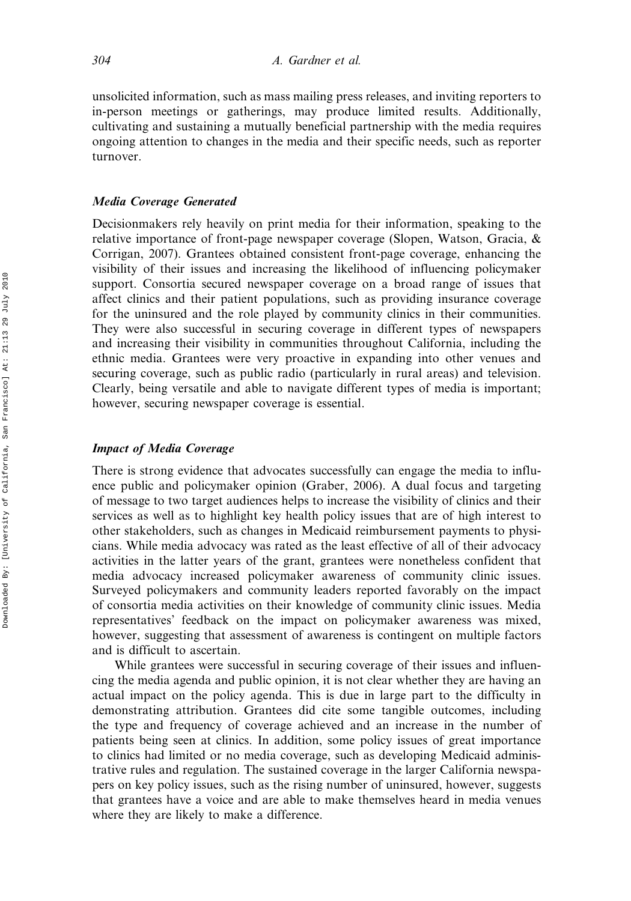unsolicited information, such as mass mailing press releases, and inviting reporters to in-person meetings or gatherings, may produce limited results. Additionally, cultivating and sustaining a mutually beneficial partnership with the media requires ongoing attention to changes in the media and their specific needs, such as reporter turnover.

### *Media Coverage Generated*

Decisionmakers rely heavily on print media for their information, speaking to the relative importance of front-page newspaper coverage (Slopen, Watson, Gracia, & Corrigan, 2007). Grantees obtained consistent front-page coverage, enhancing the visibility of their issues and increasing the likelihood of influencing policymaker support. Consortia secured newspaper coverage on a broad range of issues that affect clinics and their patient populations, such as providing insurance coverage for the uninsured and the role played by community clinics in their communities. They were also successful in securing coverage in different types of newspapers and increasing their visibility in communities throughout California, including the ethnic media. Grantees were very proactive in expanding into other venues and securing coverage, such as public radio (particularly in rural areas) and television. Clearly, being versatile and able to navigate different types of media is important; however, securing newspaper coverage is essential.

### *Impact of Media Coverage*

There is strong evidence that advocates successfully can engage the media to influence public and policymaker opinion (Graber, 2006). A dual focus and targeting of message to two target audiences helps to increase the visibility of clinics and their services as well as to highlight key health policy issues that are of high interest to other stakeholders, such as changes in Medicaid reimbursement payments to physicians. While media advocacy was rated as the least effective of all of their advocacy activities in the latter years of the grant, grantees were nonetheless confident that media advocacy increased policymaker awareness of community clinic issues. Surveyed policymakers and community leaders reported favorably on the impact of consortia media activities on their knowledge of community clinic issues. Media representatives' feedback on the impact on policymaker awareness was mixed, however, suggesting that assessment of awareness is contingent on multiple factors and is difficult to ascertain.

While grantees were successful in securing coverage of their issues and influencing the media agenda and public opinion, it is not clear whether they are having an actual impact on the policy agenda. This is due in large part to the difficulty in demonstrating attribution. Grantees did cite some tangible outcomes, including the type and frequency of coverage achieved and an increase in the number of patients being seen at clinics. In addition, some policy issues of great importance to clinics had limited or no media coverage, such as developing Medicaid administrative rules and regulation. The sustained coverage in the larger California newspapers on key policy issues, such as the rising number of uninsured, however, suggests that grantees have a voice and are able to make themselves heard in media venues where they are likely to make a difference.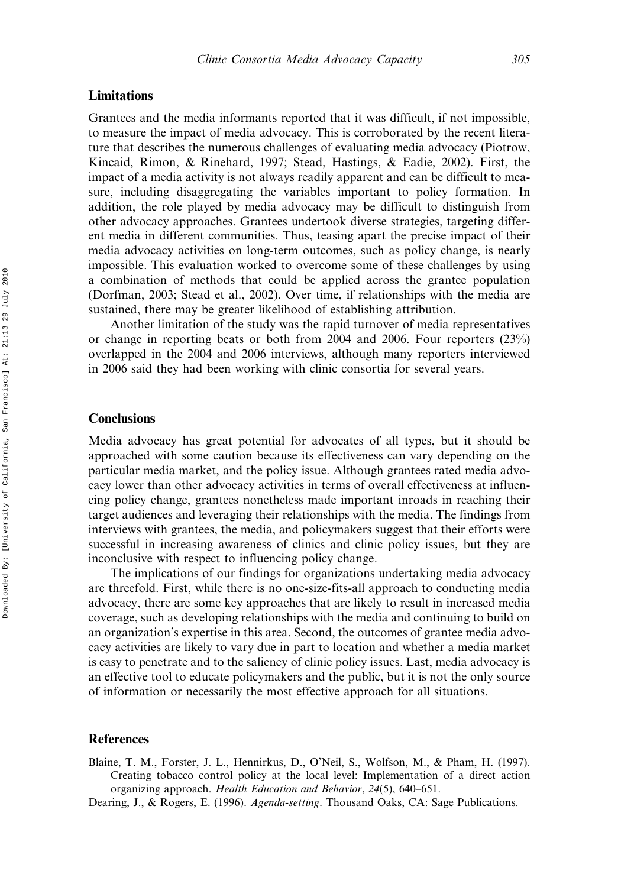## Limitations

Grantees and the media informants reported that it was difficult, if not impossible, to measure the impact of media advocacy. This is corroborated by the recent literature that describes the numerous challenges of evaluating media advocacy (Piotrow, Kincaid, Rimon, & Rinehard, 1997; Stead, Hastings, & Eadie, 2002). First, the impact of a media activity is not always readily apparent and can be difficult to measure, including disaggregating the variables important to policy formation. In addition, the role played by media advocacy may be difficult to distinguish from other advocacy approaches. Grantees undertook diverse strategies, targeting different media in different communities. Thus, teasing apart the precise impact of their media advocacy activities on long-term outcomes, such as policy change, is nearly impossible. This evaluation worked to overcome some of these challenges by using a combination of methods that could be applied across the grantee population (Dorfman, 2003; Stead et al., 2002). Over time, if relationships with the media are sustained, there may be greater likelihood of establishing attribution.

Another limitation of the study was the rapid turnover of media representatives or change in reporting beats or both from 2004 and 2006. Four reporters (23%) overlapped in the 2004 and 2006 interviews, although many reporters interviewed in 2006 said they had been working with clinic consortia for several years.

## Conclusions

Media advocacy has great potential for advocates of all types, but it should be approached with some caution because its effectiveness can vary depending on the particular media market, and the policy issue. Although grantees rated media advocacy lower than other advocacy activities in terms of overall effectiveness at influencing policy change, grantees nonetheless made important inroads in reaching their target audiences and leveraging their relationships with the media. The findings from interviews with grantees, the media, and policymakers suggest that their efforts were successful in increasing awareness of clinics and clinic policy issues, but they are inconclusive with respect to influencing policy change.

The implications of our findings for organizations undertaking media advocacy are threefold. First, while there is no one-size-fits-all approach to conducting media advocacy, there are some key approaches that are likely to result in increased media coverage, such as developing relationships with the media and continuing to build on an organization's expertise in this area. Second, the outcomes of grantee media advocacy activities are likely to vary due in part to location and whether a media market is easy to penetrate and to the saliency of clinic policy issues. Last, media advocacy is an effective tool to educate policymakers and the public, but it is not the only source of information or necessarily the most effective approach for all situations.

## References

Blaine, T. M., Forster, J. L., Hennirkus, D., O'Neil, S., Wolfson, M., & Pham, H. (1997). Creating tobacco control policy at the local level: Implementation of a direct action organizing approach. *Health Education and Behavior*, *24*(5), 640–651.

Dearing, J., & Rogers, E. (1996). *Agenda-setting*. Thousand Oaks, CA: Sage Publications.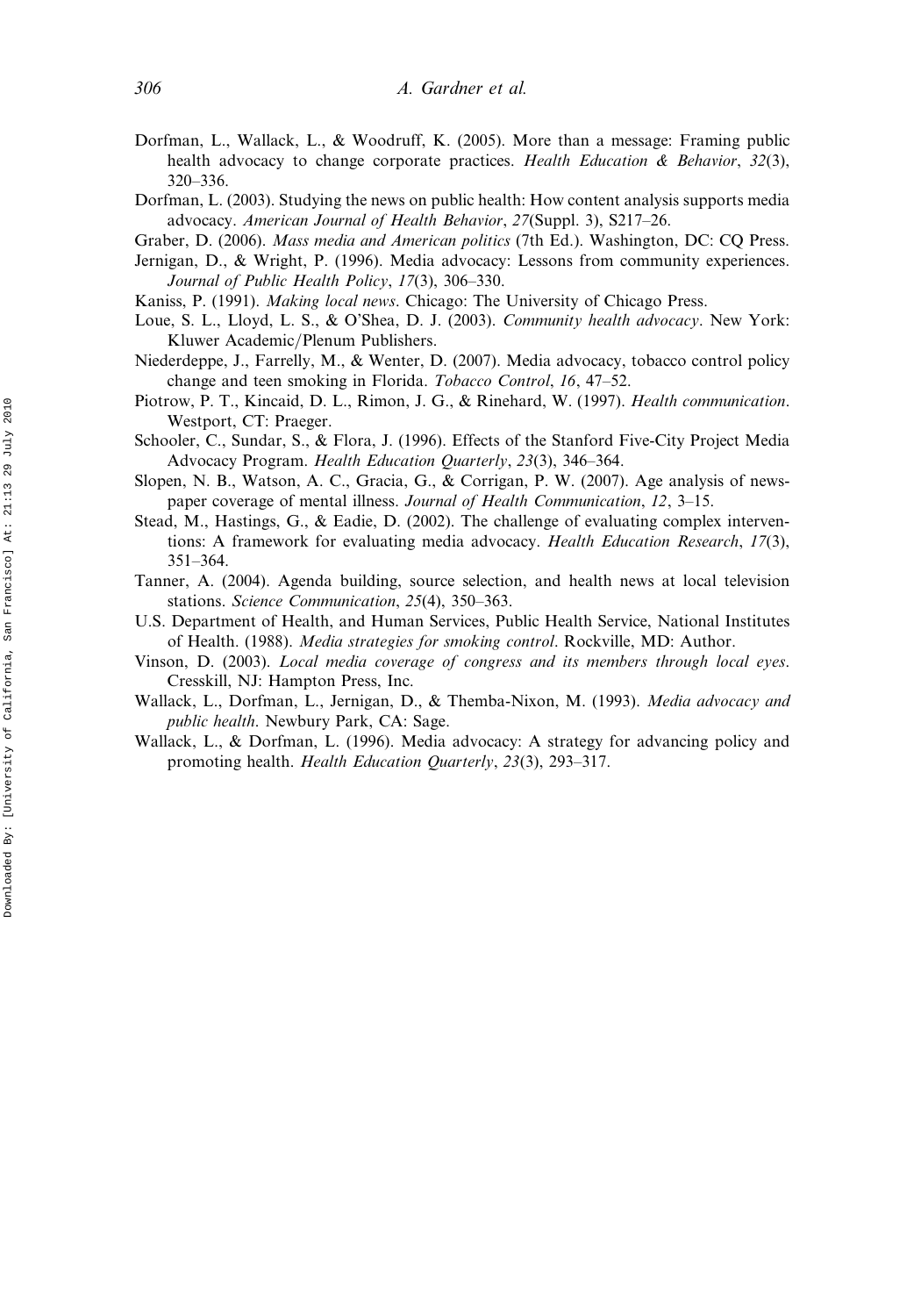Dorfman, L., Wallack, L., & Woodruff, K. (2005). More than a message: Framing public health advocacy to change corporate practices. *Health Education & Behavior*, *32*(3), 320–336.

Dorfman, L. (2003). Studying the news on public health: How content analysis supports media advocacy. *American Journal of Health Behavior*, *27*(Suppl. 3), S217–26.

Graber, D. (2006). *Mass media and American politics* (7th Ed.). Washington, DC: CQ Press.

Jernigan, D., & Wright, P. (1996). Media advocacy: Lessons from community experiences. *Journal of Public Health Policy*, *17*(3), 306–330.

Kaniss, P. (1991). *Making local news*. Chicago: The University of Chicago Press.

Loue, S. L., Lloyd, L. S., & O'Shea, D. J. (2003). *Community health advocacy*. New York: Kluwer Academic/Plenum Publishers.

Niederdeppe, J., Farrelly, M., & Wenter, D. (2007). Media advocacy, tobacco control policy change and teen smoking in Florida. *Tobacco Control*, *16*, 47–52.

Piotrow, P. T., Kincaid, D. L., Rimon, J. G., & Rinehard, W. (1997). *Health communication*. Westport, CT: Praeger.

Schooler, C., Sundar, S., & Flora, J. (1996). Effects of the Stanford Five-City Project Media Advocacy Program. *Health Education Quarterly*, *23*(3), 346–364.

Slopen, N. B., Watson, A. C., Gracia, G., & Corrigan, P. W. (2007). Age analysis of newspaper coverage of mental illness. *Journal of Health Communication*, *12*, 3–15.

Stead, M., Hastings, G., & Eadie, D. (2002). The challenge of evaluating complex interventions: A framework for evaluating media advocacy. *Health Education Research*, *17*(3), 351–364.

Tanner, A. (2004). Agenda building, source selection, and health news at local television stations. *Science Communication*, *25*(4), 350–363.

U.S. Department of Health, and Human Services, Public Health Service, National Institutes of Health. (1988). *Media strategies for smoking control*. Rockville, MD: Author.

Vinson, D. (2003). *Local media coverage of congress and its members through local eyes*. Cresskill, NJ: Hampton Press, Inc.

Wallack, L., Dorfman, L., Jernigan, D., & Themba-Nixon, M. (1993). *Media advocacy and public health*. Newbury Park, CA: Sage.

Wallack, L., & Dorfman, L. (1996). Media advocacy: A strategy for advancing policy and promoting health. *Health Education Quarterly*, *23*(3), 293–317.